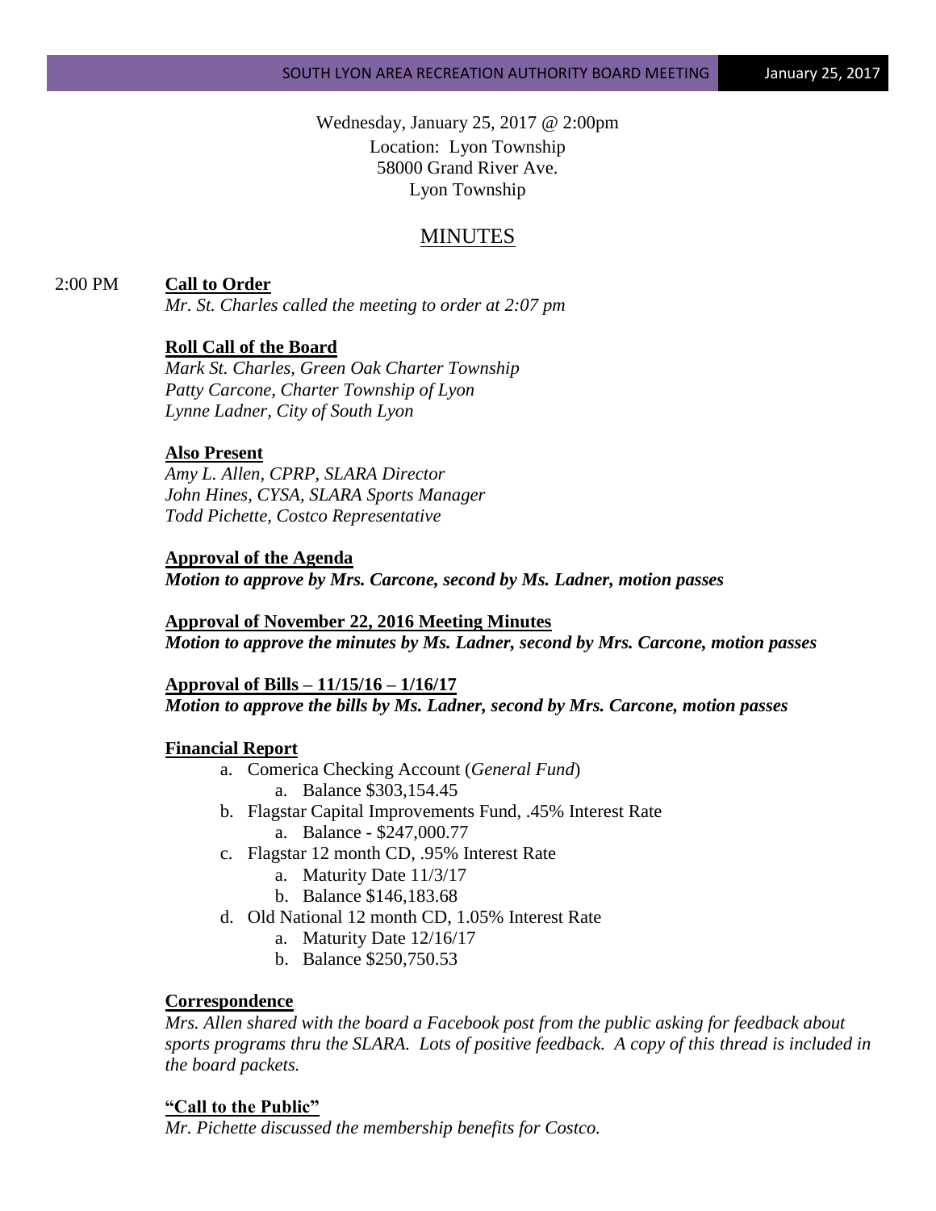Wednesday, January 25, 2017 @ 2:00pm
Location: Lyon Township
58000 Grand River Ave.
Lyon Township

# MINUTES

2:00 PM **Call to Order**

*Mr. St. Charles called the meeting to order at 2:07 pm*

**Roll Call of the Board**

*Mark St. Charles, Green Oak Charter Township*
*Patty Carcone, Charter Township of Lyon*
*Lynne Ladner, City of South Lyon*

**Also Present**

*Amy L. Allen, CPRP, SLARA Director*
*John Hines, CYSA, SLARA Sports Manager*
*Todd Pichette, Costco Representative*

**Approval of the Agenda**

***Motion to approve by Mrs. Carcone, second by Ms. Ladner, motion passes***

**Approval of November 22, 2016 Meeting Minutes**

***Motion to approve the minutes by Ms. Ladner, second by Mrs. Carcone, motion passes***

**Approval of Bills – 11/15/16 – 1/16/17**

***Motion to approve the bills by Ms. Ladner, second by Mrs. Carcone, motion passes***

**Financial Report**

a. Comerica Checking Account (*General Fund*)
   a. Balance $303,154.45
b. Flagstar Capital Improvements Fund, .45% Interest Rate
   a. Balance - $247,000.77
c. Flagstar 12 month CD, .95% Interest Rate
   a. Maturity Date 11/3/17
   b. Balance $146,183.68
d. Old National 12 month CD, 1.05% Interest Rate
   a. Maturity Date 12/16/17
   b. Balance $250,750.53

**Correspondence**

*Mrs. Allen shared with the board a Facebook post from the public asking for feedback about sports programs thru the SLARA. Lots of positive feedback. A copy of this thread is included in the board packets.*

**"Call to the Public"**

*Mr. Pichette discussed the membership benefits for Costco.*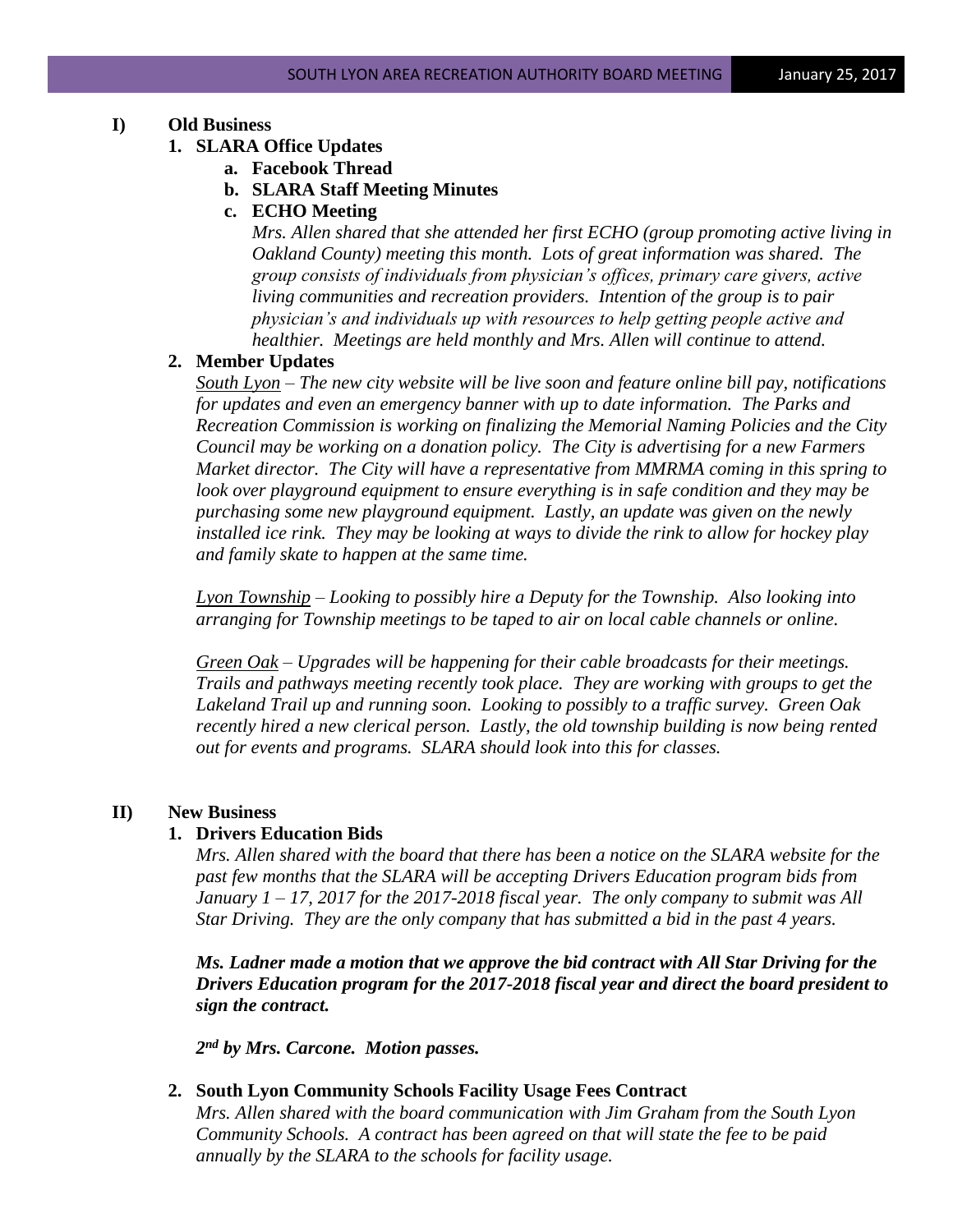**I) Old Business**

**1. SLARA Office Updates**

**a. Facebook Thread**

**b. SLARA Staff Meeting Minutes**

**c. ECHO Meeting**

*Mrs. Allen shared that she attended her first ECHO (group promoting active living in Oakland County) meeting this month. Lots of great information was shared. The group consists of individuals from physician's offices, primary care givers, active living communities and recreation providers. Intention of the group is to pair physician's and individuals up with resources to help getting people active and healthier. Meetings are held monthly and Mrs. Allen will continue to attend.*

**2. Member Updates**

*South Lyon – The new city website will be live soon and feature online bill pay, notifications for updates and even an emergency banner with up to date information. The Parks and Recreation Commission is working on finalizing the Memorial Naming Policies and the City Council may be working on a donation policy. The City is advertising for a new Farmers Market director. The City will have a representative from MMRMA coming in this spring to look over playground equipment to ensure everything is in safe condition and they may be purchasing some new playground equipment. Lastly, an update was given on the newly installed ice rink. They may be looking at ways to divide the rink to allow for hockey play and family skate to happen at the same time.*

*Lyon Township – Looking to possibly hire a Deputy for the Township. Also looking into arranging for Township meetings to be taped to air on local cable channels or online.*

*Green Oak – Upgrades will be happening for their cable broadcasts for their meetings. Trails and pathways meeting recently took place. They are working with groups to get the Lakeland Trail up and running soon. Looking to possibly to a traffic survey. Green Oak recently hired a new clerical person. Lastly, the old township building is now being rented out for events and programs. SLARA should look into this for classes.*

**II) New Business**

**1. Drivers Education Bids**

*Mrs. Allen shared with the board that there has been a notice on the SLARA website for the past few months that the SLARA will be accepting Drivers Education program bids from January 1 – 17, 2017 for the 2017-2018 fiscal year. The only company to submit was All Star Driving. They are the only company that has submitted a bid in the past 4 years.*

***Ms. Ladner made a motion that we approve the bid contract with All Star Driving for the Drivers Education program for the 2017-2018 fiscal year and direct the board president to sign the contract.***

***2nd by Mrs. Carcone. Motion passes.***

**2. South Lyon Community Schools Facility Usage Fees Contract**

*Mrs. Allen shared with the board communication with Jim Graham from the South Lyon Community Schools. A contract has been agreed on that will state the fee to be paid annually by the SLARA to the schools for facility usage.*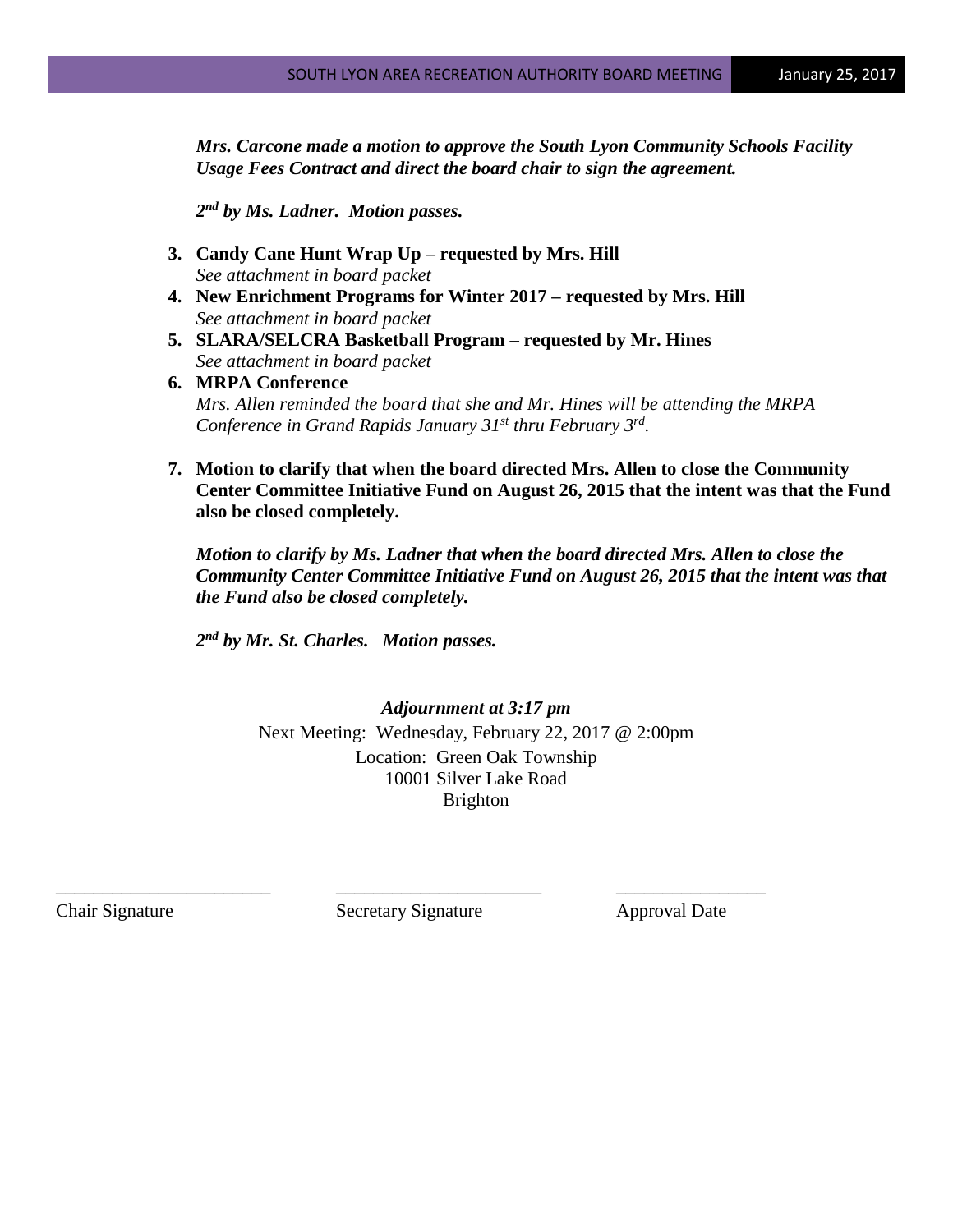***Mrs. Carcone made a motion to approve the South Lyon Community Schools Facility Usage Fees Contract and direct the board chair to sign the agreement.***

***2nd by Ms. Ladner. Motion passes.***

3. **Candy Cane Hunt Wrap Up – requested by Mrs. Hill**
   *See attachment in board packet*
4. **New Enrichment Programs for Winter 2017 – requested by Mrs. Hill**
   *See attachment in board packet*
5. **SLARA/SELCRA Basketball Program – requested by Mr. Hines**
   *See attachment in board packet*
6. **MRPA Conference**
   *Mrs. Allen reminded the board that she and Mr. Hines will be attending the MRPA Conference in Grand Rapids January 31st thru February 3rd.*

7. **Motion to clarify that when the board directed Mrs. Allen to close the Community Center Committee Initiative Fund on August 26, 2015 that the intent was that the Fund also be closed completely.**

   ***Motion to clarify by Ms. Ladner that when the board directed Mrs. Allen to close the Community Center Committee Initiative Fund on August 26, 2015 that the intent was that the Fund also be closed completely.***

   ***2nd by Mr. St. Charles. Motion passes.***

***Adjournment at 3:17 pm***

Next Meeting: Wednesday, February 22, 2017 @ 2:00pm
Location: Green Oak Township
10001 Silver Lake Road
Brighton

_______________________ _______________________ ________________

Chair Signature Secretary Signature Approval Date